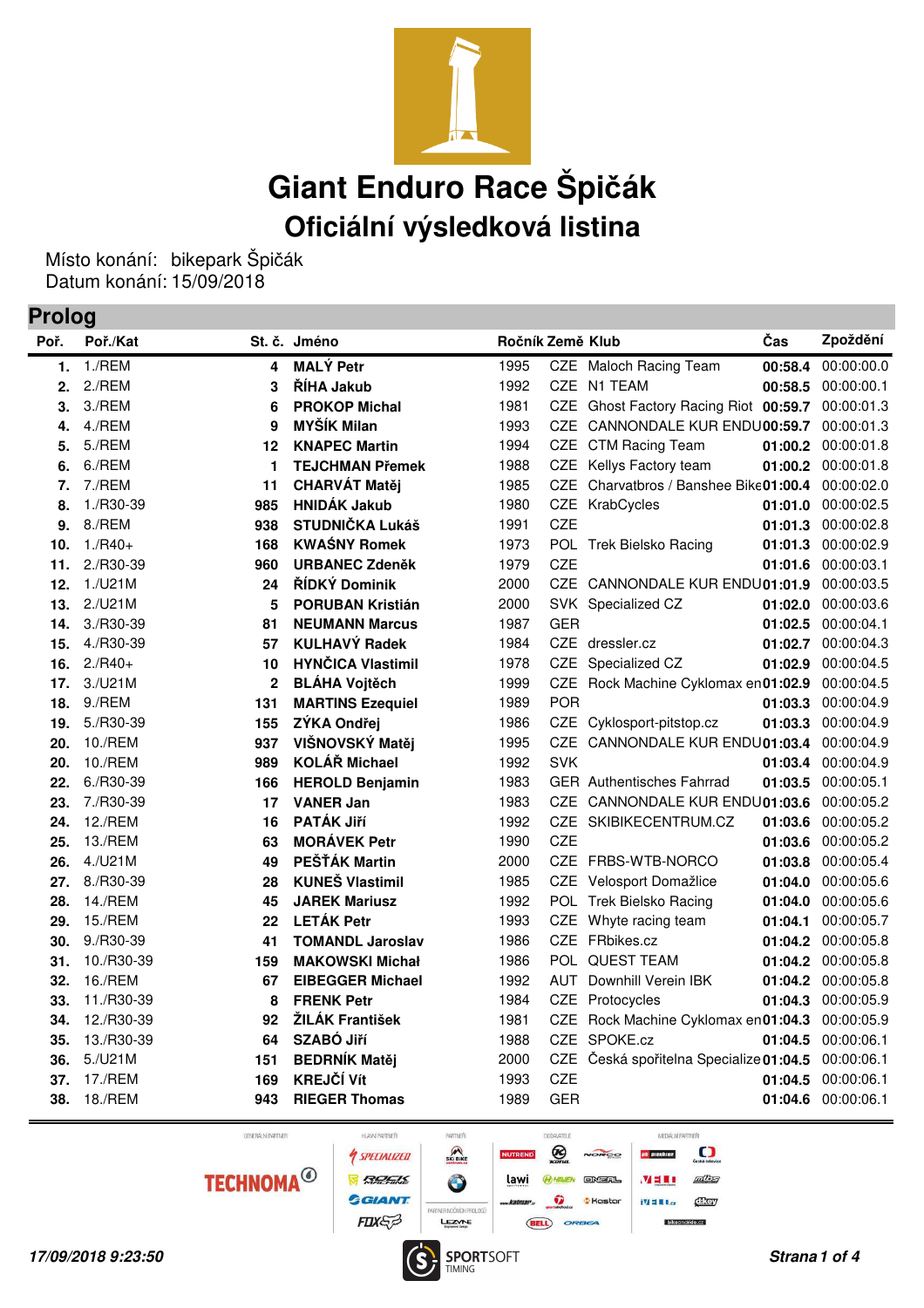# Giant Enduro Race Špičák

## Oficiální výsledková listina

Místo konání: bikepark Špičák
Datum konání: 15/09/2018

## Prolog

| Poř. | Poř./Kat | St. č. | Jméno | Ročník | Země | Klub | Čas | Zpoždění |
|---|---|---|---|---|---|---|---|---|
| **1.** | 1./REM | **4** | **MALÝ Petr** | 1995 | CZE | Maloch Racing Team | **00:58.4** | 00:00:00.0 |
| **2.** | 2./REM | **3** | **ŘÍHA Jakub** | 1992 | CZE | N1 TEAM | **00:58.5** | 00:00:00.1 |
| **3.** | 3./REM | **6** | **PROKOP Michal** | 1981 | CZE | Ghost Factory Racing Riot | **00:59.7** | 00:00:01.3 |
| **4.** | 4./REM | **9** | **MYŠÍK Milan** | 1993 | CZE | CANNONDALE KUR ENDU | **00:59.7** | 00:00:01.3 |
| **5.** | 5./REM | **12** | **KNAPEC Martin** | 1994 | CZE | CTM Racing Team | **01:00.2** | 00:00:01.8 |
| **6.** | 6./REM | **1** | **TEJCHMAN Přemek** | 1988 | CZE | Kellys Factory team | **01:00.2** | 00:00:01.8 |
| **7.** | 7./REM | **11** | **CHARVÁT Matěj** | 1985 | CZE | Charvatbros / Banshee Bike | **01:00.4** | 00:00:02.0 |
| **8.** | 1./R30-39 | **985** | **HNIDÁK Jakub** | 1980 | CZE | KrabCycles | **01:01.0** | 00:00:02.5 |
| **9.** | 8./REM | **938** | **STUDNIČKA Lukáš** | 1991 | CZE | | **01:01.3** | 00:00:02.8 |
| **10.** | 1./R40+ | **168** | **KWAŚNY Romek** | 1973 | POL | Trek Bielsko Racing | **01:01.3** | 00:00:02.9 |
| **11.** | 2./R30-39 | **960** | **URBANEC Zdeněk** | 1979 | CZE | | **01:01.6** | 00:00:03.1 |
| **12.** | 1./U21M | **24** | **ŘÍDKÝ Dominik** | 2000 | CZE | CANNONDALE KUR ENDU | **01:01.9** | 00:00:03.5 |
| **13.** | 2./U21M | **5** | **PORUBAN Kristián** | 2000 | SVK | Specialized CZ | **01:02.0** | 00:00:03.6 |
| **14.** | 3./R30-39 | **81** | **NEUMANN Marcus** | 1987 | GER | | **01:02.5** | 00:00:04.1 |
| **15.** | 4./R30-39 | **57** | **KULHAVÝ Radek** | 1984 | CZE | dressler.cz | **01:02.7** | 00:00:04.3 |
| **16.** | 2./R40+ | **10** | **HYNČICA Vlastimil** | 1978 | CZE | Specialized CZ | **01:02.9** | 00:00:04.5 |
| **17.** | 3./U21M | **2** | **BLÁHA Vojtěch** | 1999 | CZE | Rock Machine Cyklomax en | **01:02.9** | 00:00:04.5 |
| **18.** | 9./REM | **131** | **MARTINS Ezequiel** | 1989 | POR | | **01:03.3** | 00:00:04.9 |
| **19.** | 5./R30-39 | **155** | **ZÝKA Ondřej** | 1986 | CZE | Cyklosport-pitstop.cz | **01:03.3** | 00:00:04.9 |
| **20.** | 10./REM | **937** | **VIŠNOVSKÝ Matěj** | 1995 | CZE | CANNONDALE KUR ENDU | **01:03.4** | 00:00:04.9 |
| **20.** | 10./REM | **989** | **KOLÁŘ Michael** | 1992 | SVK | | **01:03.4** | 00:00:04.9 |
| **22.** | 6./R30-39 | **166** | **HEROLD Benjamin** | 1983 | GER | Authentisches Fahrrad | **01:03.5** | 00:00:05.1 |
| **23.** | 7./R30-39 | **17** | **VANER Jan** | 1983 | CZE | CANNONDALE KUR ENDU | **01:03.6** | 00:00:05.2 |
| **24.** | 12./REM | **16** | **PATÁK Jiří** | 1992 | CZE | SKIBIKECENTRUM.CZ | **01:03.6** | 00:00:05.2 |
| **25.** | 13./REM | **63** | **MORÁVEK Petr** | 1990 | CZE | | **01:03.6** | 00:00:05.2 |
| **26.** | 4./U21M | **49** | **PEŠŤÁK Martin** | 2000 | CZE | FRBS-WTB-NORCO | **01:03.8** | 00:00:05.4 |
| **27.** | 8./R30-39 | **28** | **KUNEŠ Vlastimil** | 1985 | CZE | Velosport Domažlice | **01:04.0** | 00:00:05.6 |
| **28.** | 14./REM | **45** | **JAREK Mariusz** | 1992 | POL | Trek Bielsko Racing | **01:04.0** | 00:00:05.6 |
| **29.** | 15./REM | **22** | **LETÁK Petr** | 1993 | CZE | Whyte racing team | **01:04.1** | 00:00:05.7 |
| **30.** | 9./R30-39 | **41** | **TOMANDL Jaroslav** | 1986 | CZE | FRbikes.cz | **01:04.2** | 00:00:05.8 |
| **31.** | 10./R30-39 | **159** | **MAKOWSKI Michał** | 1986 | POL | QUEST TEAM | **01:04.2** | 00:00:05.8 |
| **32.** | 16./REM | **67** | **EIBEGGER Michael** | 1992 | AUT | Downhill Verein IBK | **01:04.2** | 00:00:05.8 |
| **33.** | 11./R30-39 | **8** | **FRENK Petr** | 1984 | CZE | Protocycles | **01:04.3** | 00:00:05.9 |
| **34.** | 12./R30-39 | **92** | **ŽILÁK František** | 1981 | CZE | Rock Machine Cyklomax en | **01:04.3** | 00:00:05.9 |
| **35.** | 13./R30-39 | **64** | **SZABÓ Jiří** | 1988 | CZE | SPOKE.cz | **01:04.5** | 00:00:06.1 |
| **36.** | 5./U21M | **151** | **BEDRNÍK Matěj** | 2000 | CZE | Česká spořitelna Specialize | **01:04.5** | 00:00:06.1 |
| **37.** | 17./REM | **169** | **KREJČÍ Vít** | 1993 | CZE | | **01:04.5** | 00:00:06.1 |
| **38.** | 18./REM | **943** | **RIEGER Thomas** | 1989 | GER | | **01:04.6** | 00:00:06.1 |

*17/09/2018 9:23:50*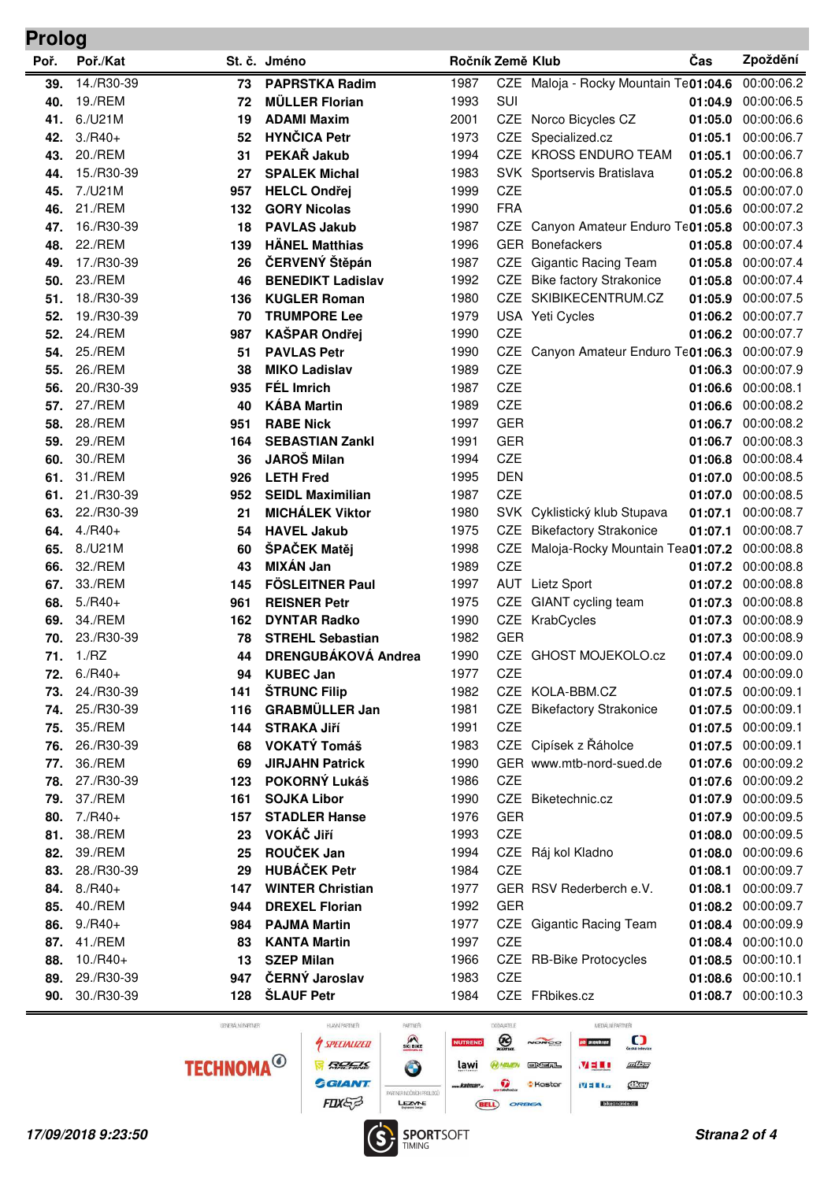## Prolog

| Poř. | Poř./Kat | St. č. | Jméno | Ročník | Země | Klub | Čas | Zpoždění |
|---|---|---|---|---|---|---|---|---|
| 39. | 14./R30-39 | 73 | PAPRSTKA Radim | 1987 | CZE | Maloja - Rocky Mountain Te | 01:04.6 | 00:00:06.2 |
| 40. | 19./REM | 72 | MÜLLER Florian | 1993 | SUI | | 01:04.9 | 00:00:06.5 |
| 41. | 6./U21M | 19 | ADAMI Maxim | 2001 | CZE | Norco Bicycles CZ | 01:05.0 | 00:00:06.6 |
| 42. | 3./R40+ | 52 | HYNČICA Petr | 1973 | CZE | Specialized.cz | 01:05.1 | 00:00:06.7 |
| 43. | 20./REM | 31 | PEKAŘ Jakub | 1994 | CZE | KROSS ENDURO TEAM | 01:05.1 | 00:00:06.7 |
| 44. | 15./R30-39 | 27 | SPALEK Michal | 1983 | SVK | Sportservis Bratislava | 01:05.2 | 00:00:06.8 |
| 45. | 7./U21M | 957 | HELCL Ondřej | 1999 | CZE | | 01:05.5 | 00:00:07.0 |
| 46. | 21./REM | 132 | GORY Nicolas | 1990 | FRA | | 01:05.6 | 00:00:07.2 |
| 47. | 16./R30-39 | 18 | PAVLAS Jakub | 1987 | CZE | Canyon Amateur Enduro Te | 01:05.8 | 00:00:07.3 |
| 48. | 22./REM | 139 | HÄNEL Matthias | 1996 | GER | Bonefackers | 01:05.8 | 00:00:07.4 |
| 49. | 17./R30-39 | 26 | ČERVENÝ Štěpán | 1987 | CZE | Gigantic Racing Team | 01:05.8 | 00:00:07.4 |
| 50. | 23./REM | 46 | BENEDIKT Ladislav | 1992 | CZE | Bike factory Strakonice | 01:05.8 | 00:00:07.4 |
| 51. | 18./R30-39 | 136 | KUGLER Roman | 1980 | CZE | SKIBIKECENTRUM.CZ | 01:05.9 | 00:00:07.5 |
| 52. | 19./R30-39 | 70 | TRUMPORE Lee | 1979 | USA | Yeti Cycles | 01:06.2 | 00:00:07.7 |
| 52. | 24./REM | 987 | KAŠPAR Ondřej | 1990 | CZE | | 01:06.2 | 00:00:07.7 |
| 54. | 25./REM | 51 | PAVLAS Petr | 1990 | CZE | Canyon Amateur Enduro Te | 01:06.3 | 00:00:07.9 |
| 55. | 26./REM | 38 | MIKO Ladislav | 1989 | CZE | | 01:06.3 | 00:00:07.9 |
| 56. | 20./R30-39 | 935 | FÉL Imrich | 1987 | CZE | | 01:06.6 | 00:00:08.1 |
| 57. | 27./REM | 40 | KÁBA Martin | 1989 | CZE | | 01:06.6 | 00:00:08.2 |
| 58. | 28./REM | 951 | RABE Nick | 1997 | GER | | 01:06.7 | 00:00:08.2 |
| 59. | 29./REM | 164 | SEBASTIAN Zankl | 1991 | GER | | 01:06.7 | 00:00:08.3 |
| 60. | 30./REM | 36 | JAROŠ Milan | 1994 | CZE | | 01:06.8 | 00:00:08.4 |
| 61. | 31./REM | 926 | LETH Fred | 1995 | DEN | | 01:07.0 | 00:00:08.5 |
| 61. | 21./R30-39 | 952 | SEIDL Maximilian | 1987 | CZE | | 01:07.0 | 00:00:08.5 |
| 63. | 22./R30-39 | 21 | MICHÁLEK Viktor | 1980 | SVK | Cyklistický klub Stupava | 01:07.1 | 00:00:08.7 |
| 64. | 4./R40+ | 54 | HAVEL Jakub | 1975 | CZE | Bikefactory Strakonice | 01:07.1 | 00:00:08.7 |
| 65. | 8./U21M | 60 | ŠPAČEK Matěj | 1998 | CZE | Maloja-Rocky Mountain Tea | 01:07.2 | 00:00:08.8 |
| 66. | 32./REM | 43 | MIXÁN Jan | 1989 | CZE | | 01:07.2 | 00:00:08.8 |
| 67. | 33./REM | 145 | FÖSLEITNER Paul | 1997 | AUT | Lietz Sport | 01:07.2 | 00:00:08.8 |
| 68. | 5./R40+ | 961 | REISNER Petr | 1975 | CZE | GIANT cycling team | 01:07.3 | 00:00:08.8 |
| 69. | 34./REM | 162 | DYNTAR Radko | 1990 | CZE | KrabCycles | 01:07.3 | 00:00:08.9 |
| 70. | 23./R30-39 | 78 | STREHL Sebastian | 1982 | GER | | 01:07.3 | 00:00:08.9 |
| 71. | 1./RZ | 44 | DRENGUBÁKOVÁ Andrea | 1990 | CZE | GHOST MOJEKOLO.cz | 01:07.4 | 00:00:09.0 |
| 72. | 6./R40+ | 94 | KUBEC Jan | 1977 | CZE | | 01:07.4 | 00:00:09.0 |
| 73. | 24./R30-39 | 141 | ŠTRUNC Filip | 1982 | CZE | KOLA-BBM.CZ | 01:07.5 | 00:00:09.1 |
| 74. | 25./R30-39 | 116 | GRABMÜLLER Jan | 1981 | CZE | Bikefactory Strakonice | 01:07.5 | 00:00:09.1 |
| 75. | 35./REM | 144 | STRAKA Jiří | 1991 | CZE | | 01:07.5 | 00:00:09.1 |
| 76. | 26./R30-39 | 68 | VOKATÝ Tomáš | 1983 | CZE | Cipísek z Řáholce | 01:07.5 | 00:00:09.1 |
| 77. | 36./REM | 69 | JIRJAHN Patrick | 1990 | GER | www.mtb-nord-sued.de | 01:07.6 | 00:00:09.2 |
| 78. | 27./R30-39 | 123 | POKORNÝ Lukáš | 1986 | CZE | | 01:07.6 | 00:00:09.2 |
| 79. | 37./REM | 161 | SOJKA Libor | 1990 | CZE | Biketechnic.cz | 01:07.9 | 00:00:09.5 |
| 80. | 7./R40+ | 157 | STADLER Hanse | 1976 | GER | | 01:07.9 | 00:00:09.5 |
| 81. | 38./REM | 23 | VOKÁČ Jiří | 1993 | CZE | | 01:08.0 | 00:00:09.5 |
| 82. | 39./REM | 25 | ROUČEK Jan | 1994 | CZE | Ráj kol Kladno | 01:08.0 | 00:00:09.6 |
| 83. | 28./R30-39 | 29 | HUBÁČEK Petr | 1984 | CZE | | 01:08.1 | 00:00:09.7 |
| 84. | 8./R40+ | 147 | WINTER Christian | 1977 | GER | RSV Rederberch e.V. | 01:08.1 | 00:00:09.7 |
| 85. | 40./REM | 944 | DREXEL Florian | 1992 | GER | | 01:08.2 | 00:00:09.7 |
| 86. | 9./R40+ | 984 | PAJMA Martin | 1977 | CZE | Gigantic Racing Team | 01:08.4 | 00:00:09.9 |
| 87. | 41./REM | 83 | KANTA Martin | 1997 | CZE | | 01:08.4 | 00:00:10.0 |
| 88. | 10./R40+ | 13 | SZEP Milan | 1966 | CZE | RB-Bike Protocycles | 01:08.5 | 00:00:10.1 |
| 89. | 29./R30-39 | 947 | ČERNÝ Jaroslav | 1983 | CZE | | 01:08.6 | 00:00:10.1 |
| 90. | 30./R30-39 | 128 | ŠLAUF Petr | 1984 | CZE | FRbikes.cz | 01:08.7 | 00:00:10.3 |

*17/09/2018 9:23:50*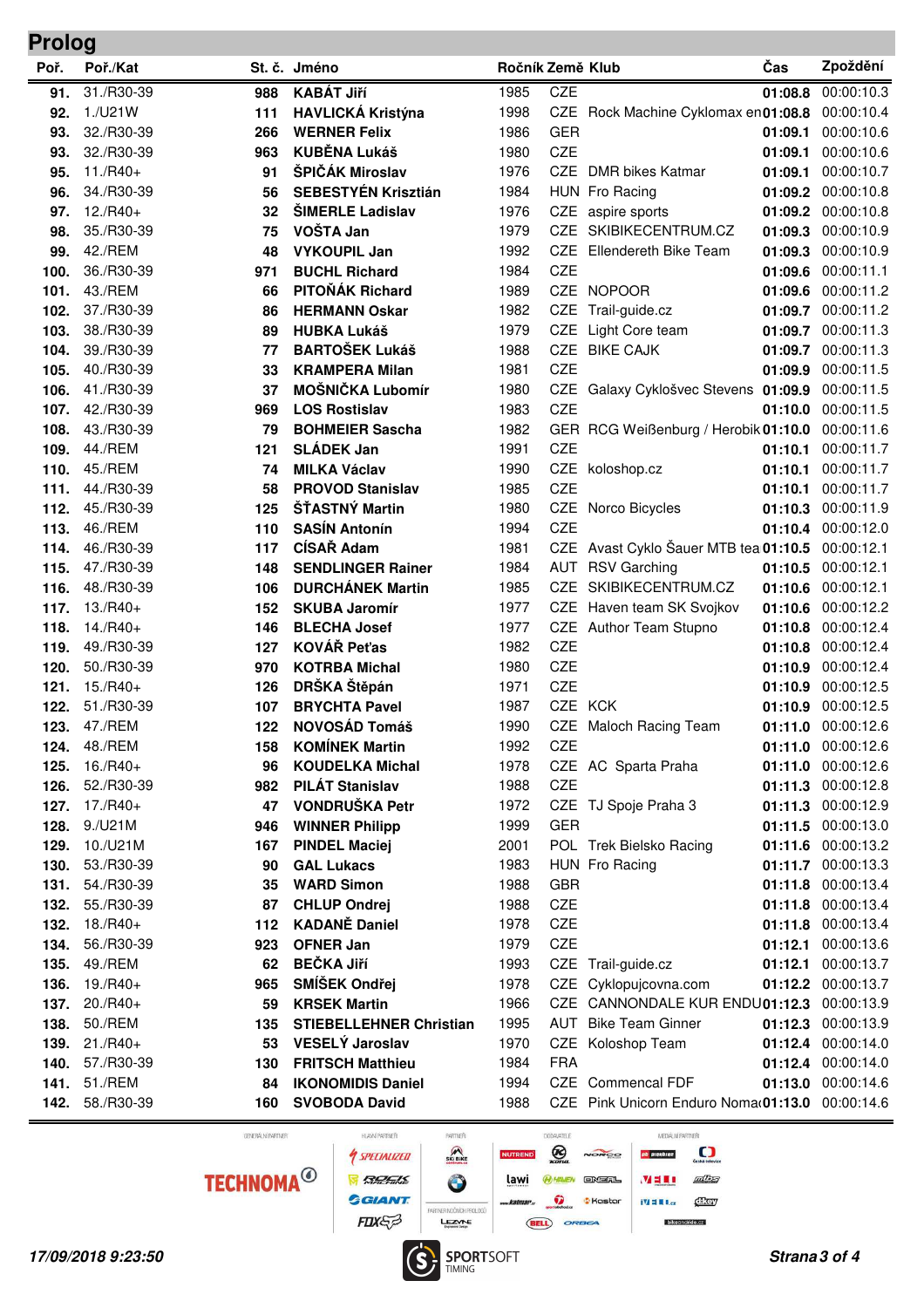## Prolog

| Poř. | Poř./Kat | St. č. | Jméno | Ročník | Země | Klub | Čas | Zpoždění |
|---|---|---|---|---|---|---|---|---|
| 91. | 31./R30-39 | 988 | **KABÁT Jiří** | 1985 | CZE | | **01:08.8** | 00:00:10.3 |
| 92. | 1./U21W | 111 | **HAVLICKÁ Kristýna** | 1998 | CZE | Rock Machine Cyklomax en | **01:08.8** | 00:00:10.4 |
| 93. | 32./R30-39 | 266 | **WERNER Felix** | 1986 | GER | | **01:09.1** | 00:00:10.6 |
| 93. | 32./R30-39 | 963 | **KUBĚNA Lukáš** | 1980 | CZE | | **01:09.1** | 00:00:10.6 |
| 95. | 11./R40+ | 91 | **ŠPIČÁK Miroslav** | 1976 | CZE | DMR bikes Katmar | **01:09.1** | 00:00:10.7 |
| 96. | 34./R30-39 | 56 | **SEBESTYÉN Krisztián** | 1984 | HUN | Fro Racing | **01:09.2** | 00:00:10.8 |
| 97. | 12./R40+ | 32 | **ŠIMERLE Ladislav** | 1976 | CZE | aspire sports | **01:09.2** | 00:00:10.8 |
| 98. | 35./R30-39 | 75 | **VOŠTA Jan** | 1979 | CZE | SKIBIKECENTRUM.CZ | **01:09.3** | 00:00:10.9 |
| 99. | 42./REM | 48 | **VYKOUPIL Jan** | 1992 | CZE | Ellendereth Bike Team | **01:09.3** | 00:00:10.9 |
| 100. | 36./R30-39 | 971 | **BUCHL Richard** | 1984 | CZE | | **01:09.6** | 00:00:11.1 |
| 101. | 43./REM | 66 | **PITOŇÁK Richard** | 1989 | CZE | NOPOOR | **01:09.6** | 00:00:11.2 |
| 102. | 37./R30-39 | 86 | **HERMANN Oskar** | 1982 | CZE | Trail-guide.cz | **01:09.7** | 00:00:11.2 |
| 103. | 38./R30-39 | 89 | **HUBKA Lukáš** | 1979 | CZE | Light Core team | **01:09.7** | 00:00:11.3 |
| 104. | 39./R30-39 | 77 | **BARTOŠEK Lukáš** | 1988 | CZE | BIKE CAJK | **01:09.7** | 00:00:11.3 |
| 105. | 40./R30-39 | 33 | **KRAMPERA Milan** | 1981 | CZE | | **01:09.9** | 00:00:11.5 |
| 106. | 41./R30-39 | 37 | **MOŠNIČKA Lubomír** | 1980 | CZE | Galaxy Cyklošvec Stevens | **01:09.9** | 00:00:11.5 |
| 107. | 42./R30-39 | 969 | **LOS Rostislav** | 1983 | CZE | | **01:10.0** | 00:00:11.5 |
| 108. | 43./R30-39 | 79 | **BOHMEIER Sascha** | 1982 | GER | RCG Weißenburg / Herobik | **01:10.0** | 00:00:11.6 |
| 109. | 44./REM | 121 | **SLÁDEK Jan** | 1991 | CZE | | **01:10.1** | 00:00:11.7 |
| 110. | 45./REM | 74 | **MILKA Václav** | 1990 | CZE | koloshop.cz | **01:10.1** | 00:00:11.7 |
| 111. | 44./R30-39 | 58 | **PROVOD Stanislav** | 1985 | CZE | | **01:10.1** | 00:00:11.7 |
| 112. | 45./R30-39 | 125 | **ŠŤASTNÝ Martin** | 1980 | CZE | Norco Bicycles | **01:10.3** | 00:00:11.9 |
| 113. | 46./REM | 110 | **SASÍN Antonín** | 1994 | CZE | | **01:10.4** | 00:00:12.0 |
| 114. | 46./R30-39 | 117 | **CÍSAŘ Adam** | 1981 | CZE | Avast Cyklo Šauer MTB tea | **01:10.5** | 00:00:12.1 |
| 115. | 47./R30-39 | 148 | **SENDLINGER Rainer** | 1984 | AUT | RSV Garching | **01:10.5** | 00:00:12.1 |
| 116. | 48./R30-39 | 106 | **DURCHÁNEK Martin** | 1985 | CZE | SKIBIKECENTRUM.CZ | **01:10.6** | 00:00:12.1 |
| 117. | 13./R40+ | 152 | **SKUBA Jaromír** | 1977 | CZE | Haven team SK Svojkov | **01:10.6** | 00:00:12.2 |
| 118. | 14./R40+ | 146 | **BLECHA Josef** | 1977 | CZE | Author Team Stupno | **01:10.8** | 00:00:12.4 |
| 119. | 49./R30-39 | 127 | **KOVÁŘ Peťas** | 1982 | CZE | | **01:10.8** | 00:00:12.4 |
| 120. | 50./R30-39 | 970 | **KOTRBA Michal** | 1980 | CZE | | **01:10.9** | 00:00:12.4 |
| 121. | 15./R40+ | 126 | **DRŠKA Štěpán** | 1971 | CZE | | **01:10.9** | 00:00:12.5 |
| 122. | 51./R30-39 | 107 | **BRYCHTA Pavel** | 1987 | CZE | KCK | **01:10.9** | 00:00:12.5 |
| 123. | 47./REM | 122 | **NOVOSÁD Tomáš** | 1990 | CZE | Maloch Racing Team | **01:11.0** | 00:00:12.6 |
| 124. | 48./REM | 158 | **KOMÍNEK Martin** | 1992 | CZE | | **01:11.0** | 00:00:12.6 |
| 125. | 16./R40+ | 96 | **KOUDELKA Michal** | 1978 | CZE | AC Sparta Praha | **01:11.0** | 00:00:12.6 |
| 126. | 52./R30-39 | 982 | **PILÁT Stanislav** | 1988 | CZE | | **01:11.3** | 00:00:12.8 |
| 127. | 17./R40+ | 47 | **VONDRUŠKA Petr** | 1972 | CZE | TJ Spoje Praha 3 | **01:11.3** | 00:00:12.9 |
| 128. | 9./U21M | 946 | **WINNER Philipp** | 1999 | GER | | **01:11.5** | 00:00:13.0 |
| 129. | 10./U21M | 167 | **PINDEL Maciej** | 2001 | POL | Trek Bielsko Racing | **01:11.6** | 00:00:13.2 |
| 130. | 53./R30-39 | 90 | **GAL Lukacs** | 1983 | HUN | Fro Racing | **01:11.7** | 00:00:13.3 |
| 131. | 54./R30-39 | 35 | **WARD Simon** | 1988 | GBR | | **01:11.8** | 00:00:13.4 |
| 132. | 55./R30-39 | 87 | **CHLUP Ondrej** | 1988 | CZE | | **01:11.8** | 00:00:13.4 |
| 132. | 18./R40+ | 112 | **KADANĚ Daniel** | 1978 | CZE | | **01:11.8** | 00:00:13.4 |
| 134. | 56./R30-39 | 923 | **OFNER Jan** | 1979 | CZE | | **01:12.1** | 00:00:13.6 |
| 135. | 49./REM | 62 | **BEČKA Jiří** | 1993 | CZE | Trail-guide.cz | **01:12.1** | 00:00:13.7 |
| 136. | 19./R40+ | 965 | **SMÍŠEK Ondřej** | 1978 | CZE | Cyklopujcovna.com | **01:12.2** | 00:00:13.7 |
| 137. | 20./R40+ | 59 | **KRSEK Martin** | 1966 | CZE | CANNONDALE KUR ENDU | **01:12.3** | 00:00:13.9 |
| 138. | 50./REM | 135 | **STIEBELLEHNER Christian** | 1995 | AUT | Bike Team Ginner | **01:12.3** | 00:00:13.9 |
| 139. | 21./R40+ | 53 | **VESELÝ Jaroslav** | 1970 | CZE | Koloshop Team | **01:12.4** | 00:00:14.0 |
| 140. | 57./R30-39 | 130 | **FRITSCH Matthieu** | 1984 | FRA | | **01:12.4** | 00:00:14.0 |
| 141. | 51./REM | 84 | **IKONOMIDIS Daniel** | 1994 | CZE | Commencal FDF | **01:13.0** | 00:00:14.6 |
| 142. | 58./R30-39 | 160 | **SVOBODA David** | 1988 | CZE | Pink Unicorn Enduro Noma | **01:13.0** | 00:00:14.6 |

*17/09/2018 9:23:50*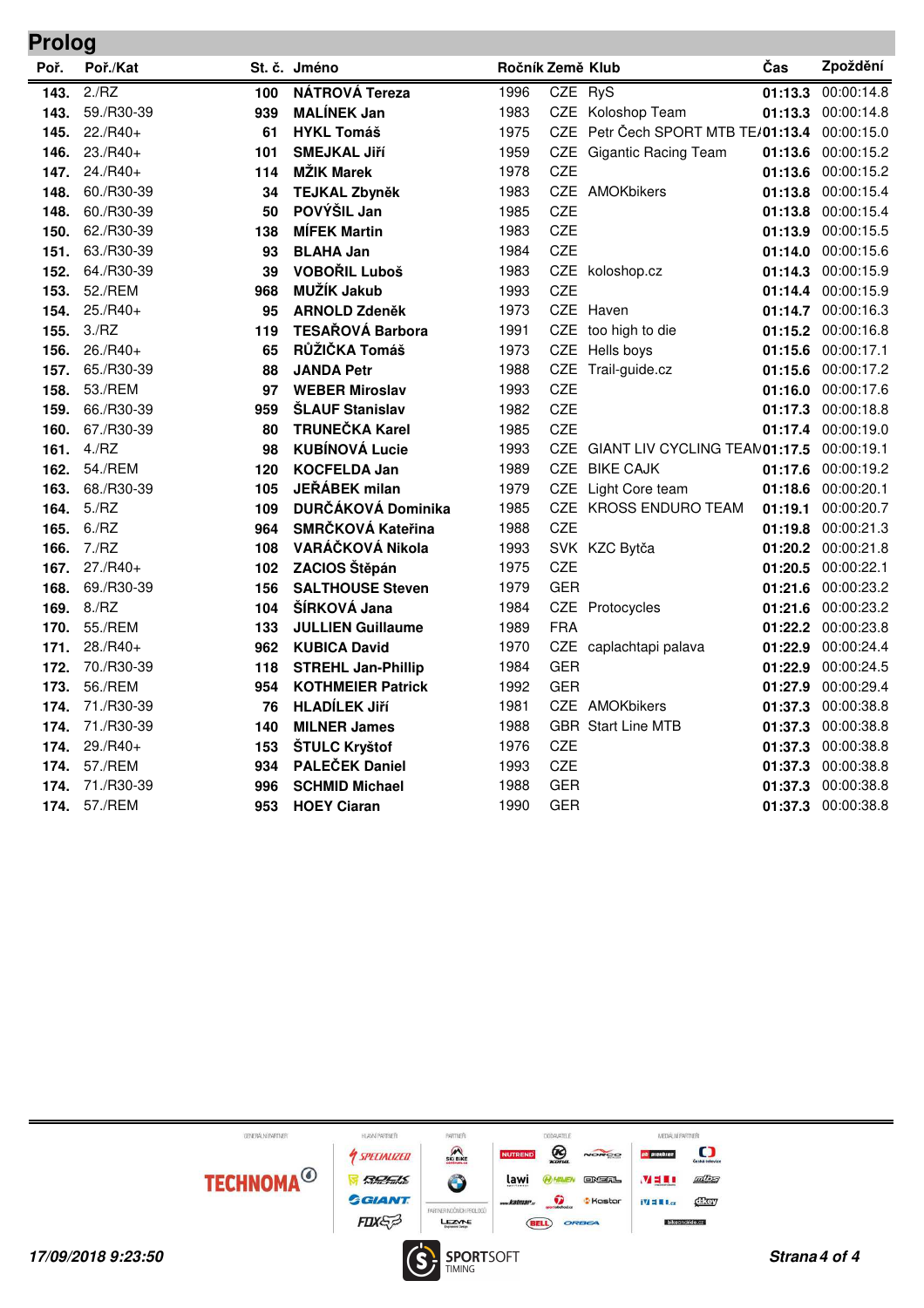## Prolog

| Poř. | Poř./Kat | St. č. | Jméno | Ročník | Země | Klub | Čas | Zpoždění |
|---|---|---|---|---|---|---|---|---|
| 143. | 2./RZ | 100 | NÁTROVÁ Tereza | 1996 | CZE | RyS | 01:13.3 | 00:00:14.8 |
| 143. | 59./R30-39 | 939 | MALÍNEK Jan | 1983 | CZE | Koloshop Team | 01:13.3 | 00:00:14.8 |
| 145. | 22./R40+ | 61 | HYKL Tomáš | 1975 | CZE | Petr Čech SPORT MTB TE/ | 01:13.4 | 00:00:15.0 |
| 146. | 23./R40+ | 101 | SMEJKAL Jiří | 1959 | CZE | Gigantic Racing Team | 01:13.6 | 00:00:15.2 |
| 147. | 24./R40+ | 114 | MŽIK Marek | 1978 | CZE | | 01:13.6 | 00:00:15.2 |
| 148. | 60./R30-39 | 34 | TEJKAL Zbyněk | 1983 | CZE | AMOKbikers | 01:13.8 | 00:00:15.4 |
| 148. | 60./R30-39 | 50 | POVÝŠIL Jan | 1985 | CZE | | 01:13.8 | 00:00:15.4 |
| 150. | 62./R30-39 | 138 | MÍFEK Martin | 1983 | CZE | | 01:13.9 | 00:00:15.5 |
| 151. | 63./R30-39 | 93 | BLAHA Jan | 1984 | CZE | | 01:14.0 | 00:00:15.6 |
| 152. | 64./R30-39 | 39 | VOBOŘIL Luboš | 1983 | CZE | koloshop.cz | 01:14.3 | 00:00:15.9 |
| 153. | 52./REM | 968 | MUŽÍK Jakub | 1993 | CZE | | 01:14.4 | 00:00:15.9 |
| 154. | 25./R40+ | 95 | ARNOLD Zdeněk | 1973 | CZE | Haven | 01:14.7 | 00:00:16.3 |
| 155. | 3./RZ | 119 | TESAŘOVÁ Barbora | 1991 | CZE | too high to die | 01:15.2 | 00:00:16.8 |
| 156. | 26./R40+ | 65 | RŮŽIČKA Tomáš | 1973 | CZE | Hells boys | 01:15.6 | 00:00:17.1 |
| 157. | 65./R30-39 | 88 | JANDA Petr | 1988 | CZE | Trail-guide.cz | 01:15.6 | 00:00:17.2 |
| 158. | 53./REM | 97 | WEBER Miroslav | 1993 | CZE | | 01:16.0 | 00:00:17.6 |
| 159. | 66./R30-39 | 959 | ŠLAUF Stanislav | 1982 | CZE | | 01:17.3 | 00:00:18.8 |
| 160. | 67./R30-39 | 80 | TRUNEČKA Karel | 1985 | CZE | | 01:17.4 | 00:00:19.0 |
| 161. | 4./RZ | 98 | KUBÍNOVÁ Lucie | 1993 | CZE | GIANT LIV CYCLING TEAM | 01:17.5 | 00:00:19.1 |
| 162. | 54./REM | 120 | KOCFELDA Jan | 1989 | CZE | BIKE CAJK | 01:17.6 | 00:00:19.2 |
| 163. | 68./R30-39 | 105 | JEŘÁBEK milan | 1979 | CZE | Light Core team | 01:18.6 | 00:00:20.1 |
| 164. | 5./RZ | 109 | DURČÁKOVÁ Dominika | 1985 | CZE | KROSS ENDURO TEAM | 01:19.1 | 00:00:20.7 |
| 165. | 6./RZ | 964 | SMRČKOVÁ Kateřina | 1988 | CZE | | 01:19.8 | 00:00:21.3 |
| 166. | 7./RZ | 108 | VARÁČKOVÁ Nikola | 1993 | SVK | KZC Bytča | 01:20.2 | 00:00:21.8 |
| 167. | 27./R40+ | 102 | ZACIOS Štěpán | 1975 | CZE | | 01:20.5 | 00:00:22.1 |
| 168. | 69./R30-39 | 156 | SALTHOUSE Steven | 1979 | GER | | 01:21.6 | 00:00:23.2 |
| 169. | 8./RZ | 104 | ŠÍRKOVÁ Jana | 1984 | CZE | Protocycles | 01:21.6 | 00:00:23.2 |
| 170. | 55./REM | 133 | JULLIEN Guillaume | 1989 | FRA | | 01:22.2 | 00:00:23.8 |
| 171. | 28./R40+ | 962 | KUBICA David | 1970 | CZE | caplachtapi palava | 01:22.9 | 00:00:24.4 |
| 172. | 70./R30-39 | 118 | STREHL Jan-Phillip | 1984 | GER | | 01:22.9 | 00:00:24.5 |
| 173. | 56./REM | 954 | KOTHMEIER Patrick | 1992 | GER | | 01:27.9 | 00:00:29.4 |
| 174. | 71./R30-39 | 76 | HLADÍLEK Jiří | 1981 | CZE | AMOKbikers | 01:37.3 | 00:00:38.8 |
| 174. | 71./R30-39 | 140 | MILNER James | 1988 | GBR | Start Line MTB | 01:37.3 | 00:00:38.8 |
| 174. | 29./R40+ | 153 | ŠTULC Kryštof | 1976 | CZE | | 01:37.3 | 00:00:38.8 |
| 174. | 57./REM | 934 | PALEČEK Daniel | 1993 | CZE | | 01:37.3 | 00:00:38.8 |
| 174. | 71./R30-39 | 996 | SCHMID Michael | 1988 | GER | | 01:37.3 | 00:00:38.8 |
| 174. | 57./REM | 953 | HOEY Ciaran | 1990 | GER | | 01:37.3 | 00:00:38.8 |

*17/09/2018 9:23:50*